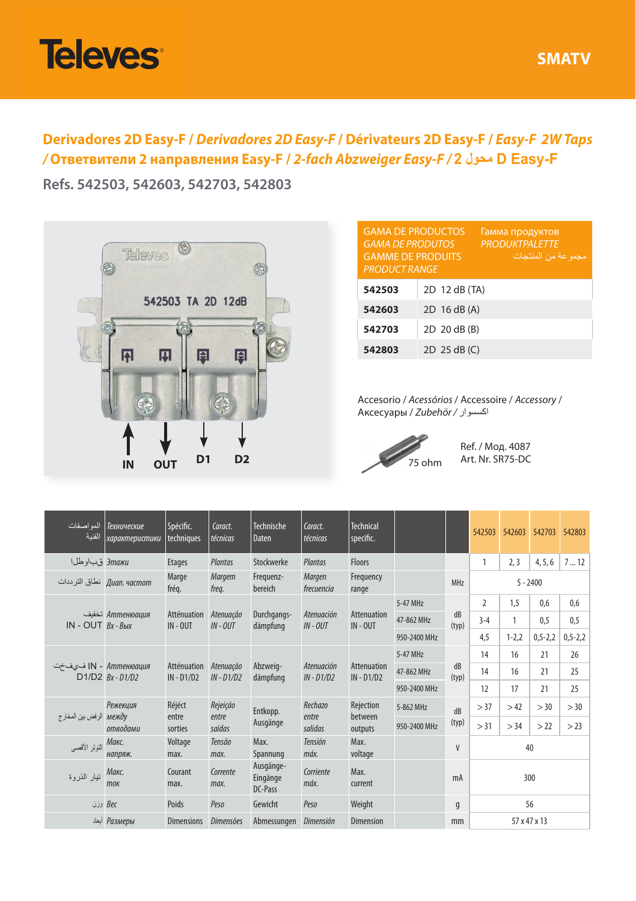Televes

SMATV

## Derivadores 2D Easy-F / *Derivadores 2D Easy-F* / Dérivateurs 2D Easy-F / *Easy-F 2W Taps* / Ответвители 2 направления Easy-F / *2-fach Abzweiger Easy-F* / 2 محول D Easy-F

### Refs. 542503, 542603, 542703, 542803

542503 TA 2D 12dB

IN OUT D1 D2

| GAMA DE PRODUCTOS *GAMA DE PRODUTOS* GAMME DE PRODUITS *PRODUCT RANGE* | Гамма продуктов *PRODUKTPALETTE* مجموعة من المنتجات |
|---|---|
| **542503** | 2D 12 dB (TA) |
| **542603** | 2D 16 dB (A) |
| **542703** | 2D 20 dB (B) |
| **542803** | 2D 25 dB (C) |

Accesorio / *Acessórios* / Accessoire / *Accessory* / Аксесуары / *Zubehör* / اكسسوار

75 ohm

Ref. / Мод. 4087
Art. Nr. SR75-DC

| المواصفات الفنية | *Технические характеристики* | Spécific. techniques | *Caract. técnicas* | Technische Daten | *Caract. técnicas* | Technical specific. | | | 542503 | 542603 | 542703 | 542803 |
|---|---|---|---|---|---|---|---|---|---|---|---|---|
| الطوابق | *Этажи* | Etages | *Plantas* | Stockwerke | *Plantas* | Floors | | | 1 | 2, 3 | 4, 5, 6 | 7 ... 12 |
| نطاق الترددات | *Диап. частот* | Marge fréq. | *Margem freq.* | Frequenz-bereich | *Margen frecuencia* | Frequency range | | MHz | 5 - 2400 | | | |
| تخفيف IN - OUT | *Аттенюация Вх - Вых* | Atténuation IN - OUT | *Atenuação IN - OUT* | Durchgangs-dämpfung | *Atenuación IN - OUT* | Attenuation IN - OUT | 5-47 MHz | dB (typ) | 2 | 1,5 | 0,6 | 0,6 |
| | | | | | | | 47-862 MHz | | 3-4 | 1 | 0,5 | 0,5 |
| | | | | | | | 950-2400 MHz | | 4,5 | 1-2,2 | 0,5-2,2 | 0,5-2,2 |
| تخفيف IN - D1/D2 | *Аттенюация Вх - D1/D2* | Atténuation IN - D1/D2 | *Atenuação IN - D1/D2* | Abzweig-dämpfung | *Atenuación IN - D1/D2* | Attenuation IN - D1/D2 | 5-47 MHz | dB (typ) | 14 | 16 | 21 | 26 |
| | | | | | | | 47-862 MHz | | 14 | 16 | 21 | 25 |
| | | | | | | | 950-2400 MHz | | 12 | 17 | 21 | 25 |
| الرفض بين المخارج | *Режекция между отводами* | Réjéct entre sorties | *Rejeição entre saídas* | Entkopp. Ausgänge | *Rechazo entre salidas* | Rejection between outputs | 5-862 MHz | dB (typ) | > 37 | > 42 | > 30 | > 30 |
| | | | | | | | 950-2400 MHz | | > 31 | > 34 | > 22 | > 23 |
| التوتر الأقصى | *Макс. напряж.* | Voltage max. | *Tensão max.* | Max. Spannung | *Tensión máx.* | Max. voltage | | V | 40 | | | |
| تيار الذروة | *Макс. ток* | Courant max. | *Corrente max.* | Ausgänge-Eingänge DC-Pass | *Corriente máx.* | Max. current | | mA | 300 | | | |
| وزن | *Вес* | Poids | *Peso* | Gewicht | *Peso* | Weight | | g | 56 | | | |
| أبعاد | *Размеры* | Dimensions | *Dimensões* | Abmessungen | *Dimensión* | Dimension | | mm | 57 x 47 x 13 | | | |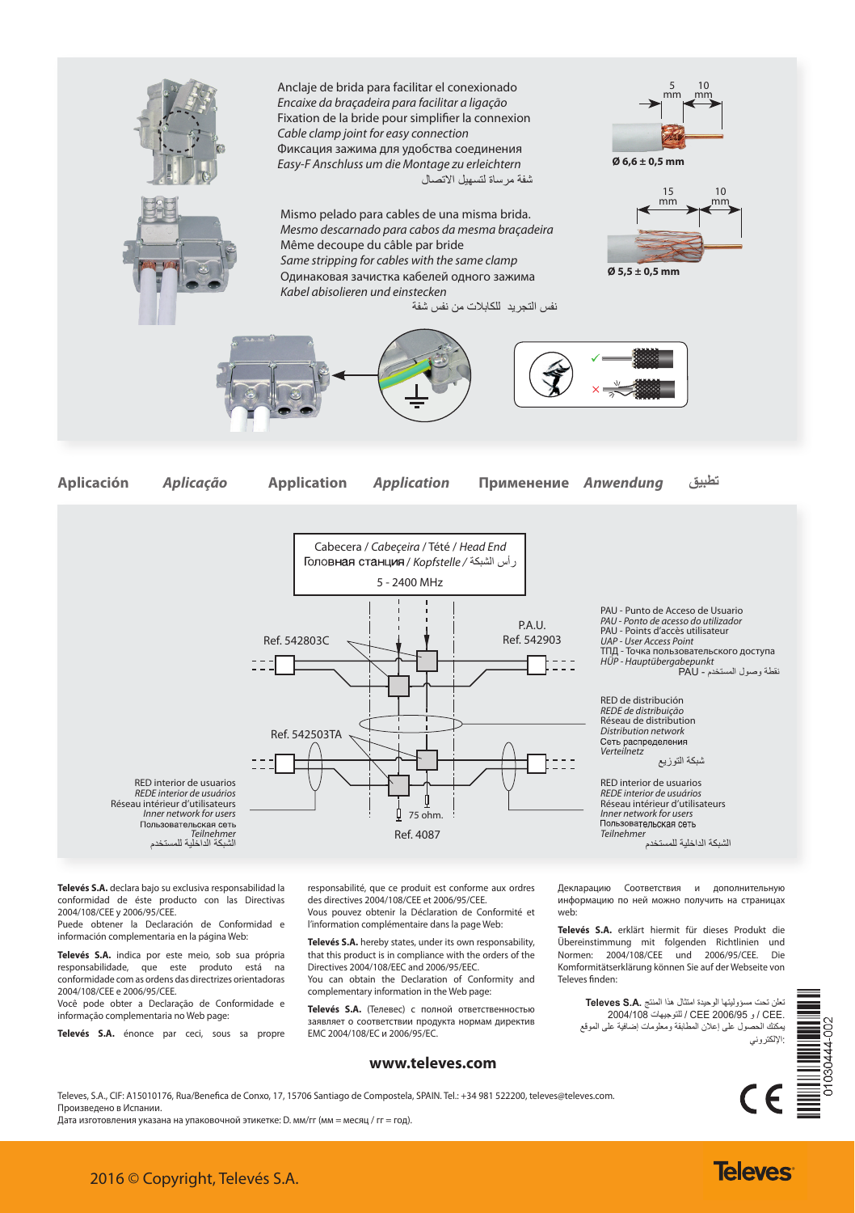Anclaje de brida para facilitar el conexionado
*Encaixe da braçadeira para facilitar a ligação*
Fixation de la bride pour simplifier la connexion
*Cable clamp joint for easy connection*
Фиксация зажима для удобства соединения
*Easy-F Anschluss um die Montage zu erleichtern*
شفة مرساة لتسهيل الاتصال

5 mm 10 mm
**Ø 6,6 ± 0,5 mm**

Mismo pelado para cables de una misma brida.
*Mesmo descarnado para cabos da mesma braçadeira*
Même decoupe du câble par bride
*Same stripping for cables with the same clamp*
Одинаковая зачистка кабелей одного зажима
*Kabel abisolieren und einstecken*
نفس التجريد للكابلات من نفس شفة

15 mm 10 mm
**Ø 5,5 ± 0,5 mm**

## Aplicación *Aplicação* Application *Application* Применение *Anwendung* تطبيق

Cabecera / *Cabeçeira* / Tété / *Head End*
Головная станция / *Kopfstelle* / رأس الشبكة
5 - 2400 MHz

Ref. 542803C

P.A.U.
Ref. 542903

Ref. 542503TA

75 ohm.

Ref. 4087

PAU - Punto de Acceso de Usuario
*PAU - Ponto de acesso do utilizador*
PAU - Points d'accès utilisateur
*UAP - User Access Point*
ТПД - Точка пользовательского доступа
*HÜP - Hauptübergabepunkt*
نقطة وصول المستخدم - PAU

RED de distribución
*REDE de distribuição*
Réseau de distribution
*Distribution network*
Сеть распределения
*Verteilnetz*
شبكة التوزيع

RED interior de usuarios
*REDE interior de usuários*
Réseau intérieur d'utilisateurs
*Inner network for users*
Пользовательская сеть
*Teilnehmer*
الشبكة الداخلية للمستخدم

**Televés S.A.** declara bajo su exclusiva responsabilidad la conformidad de éste producto con las Directivas 2004/108/CEE y 2006/95/CEE.
Puede obtener la Declaración de Conformidad e información complementaria en la página Web:

**Televés S.A.** indica por este meio, sob sua própria responsabilidade, que este produto está na conformidade com as ordens das directrizes orientadoras 2004/108/CEE e 2006/95/CEE.
Você pode obter a Declaração de Conformidade e informação complementaria no Web page:

**Televés S.A.** énonce par ceci, sous sa propre responsabilité, que ce produit est conforme aux ordres des directives 2004/108/CEE et 2006/95/CEE.
Vous pouvez obtenir la Déclaration de Conformité et l'information complémentaire dans la page Web:

**Televés S.A.** hereby states, under its own responsability, that this product is in compliance with the orders of the Directives 2004/108/EEC and 2006/95/EEC.
You can obtain the Declaration of Conformity and complementary information in the Web page:

**Televés S.A.** (Телевес) с полной ответственностью заявляет о соответствии продукта нормам директив EMC 2004/108/EC и 2006/95/EC.
Декларацию Соответствия и дополнительную информацию по ней можно получить на страницах web:

**Televés S.A.** erklärt hiermit für dieses Produkt die Übereinstimmung mit folgenden Richtlinien und Normen: 2004/108/CEE und 2006/95/CEE. Die Komformitätserklärung können Sie auf der Webeite von Televes finden:

تعلن تحت مسؤوليتها الوحيدة امتثال هذا المنتج **Televes S.A.** للتوجيهات 2004/108 / CEE 2006/95 و / CEE. يمكنك الحصول على إعلان المطابقة ومعلومات إضافية على الموقع الإلكتروني:

**www.televes.com**

Televes, S.A., CIF: A15010176, Rua/Benefica de Conxo, 17, 15706 Santiago de Compostela, SPAIN. Tel.: +34 981 522200, televes@televes.com.
Произведено в Испании.
Дата изготовления указана на упаковочной этикетке: D. мм/гг (мм = месяц / гг = год).

01030444-002

2016 © Copyright, Televés S.A.